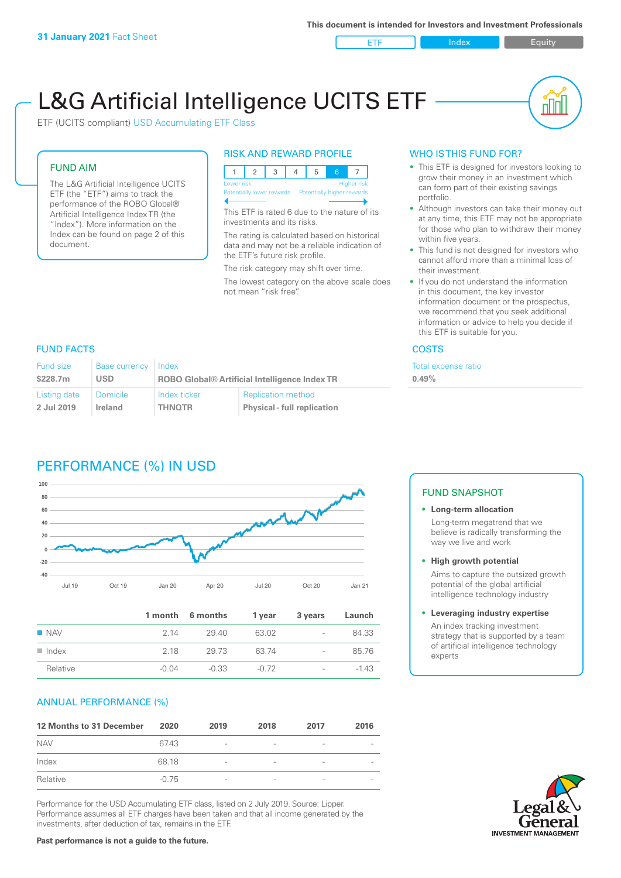**31 January 2021** Fact Sheet

This document is intended for Investors and Investment Professionals

ETF | Index | Equity

# L&G Artificial Intelligence UCITS ETF

ETF (UCITS compliant) USD Accumulating ETF Class

## FUND AIM

The L&G Artificial Intelligence UCITS ETF (the "ETF") aims to track the performance of the ROBO Global® Artificial Intelligence Index TR (the "Index"). More information on the Index can be found on page 2 of this document.

## RISK AND REWARD PROFILE

| 1 | 2 | 3 | 4 | 5 | 6 | 7 |
|---|---|---|---|---|---|---|

Lower risk — Higher risk
Potentially lower rewards — Potentially higher rewards

This ETF is rated 6 due to the nature of its investments and its risks.

The rating is calculated based on historical data and may not be a reliable indication of the ETF's future risk profile.

The risk category may shift over time.

The lowest category on the above scale does not mean "risk free".

## WHO IS THIS FUND FOR?

- This ETF is designed for investors looking to grow their money in an investment which can form part of their existing savings portfolio.
- Although investors can take their money out at any time, this ETF may not be appropriate for those who plan to withdraw their money within five years.
- This fund is not designed for investors who cannot afford more than a minimal loss of their investment.
- If you do not understand the information in this document, the key investor information document or the prospectus, we recommend that you seek additional information or advice to help you decide if this ETF is suitable for you.

## FUND FACTS

| Fund size | Base currency | Index | |
|---|---|---|---|
| $228.7m | USD | ROBO Global® Artificial Intelligence Index TR | |
| **Listing date** | **Domicile** | **Index ticker** | **Replication method** |
| 2 Jul 2019 | Ireland | THNQTR | Physical - full replication |

## COSTS

Total expense ratio
**0.49%**

## PERFORMANCE (%) IN USD

| | 1 month | 6 months | 1 year | 3 years | Launch |
|---|---|---|---|---|---|
| NAV | 2.14 | 29.40 | 63.02 | - | 84.33 |
| Index | 2.18 | 29.73 | 63.74 | - | 85.76 |
| Relative | -0.04 | -0.33 | -0.72 | - | -1.43 |

## FUND SNAPSHOT

- **Long-term allocation**
  Long-term megatrend that we believe is radically transforming the way we live and work
- **High growth potential**
  Aims to capture the outsized growth potential of the global artificial intelligence technology industry
- **Leveraging industry expertise**
  An index tracking investment strategy that is supported by a team of artificial intelligence technology experts

## ANNUAL PERFORMANCE (%)

| 12 Months to 31 December | 2020 | 2019 | 2018 | 2017 | 2016 |
|---|---|---|---|---|---|
| NAV | 67.43 | - | - | - | - |
| Index | 68.18 | - | - | - | - |
| Relative | -0.75 | - | - | - | - |

Performance for the USD Accumulating ETF class, listed on 2 July 2019. Source: Lipper. Performance assumes all ETF charges have been taken and that all income generated by the investments, after deduction of tax, remains in the ETF.

**Past performance is not a guide to the future.**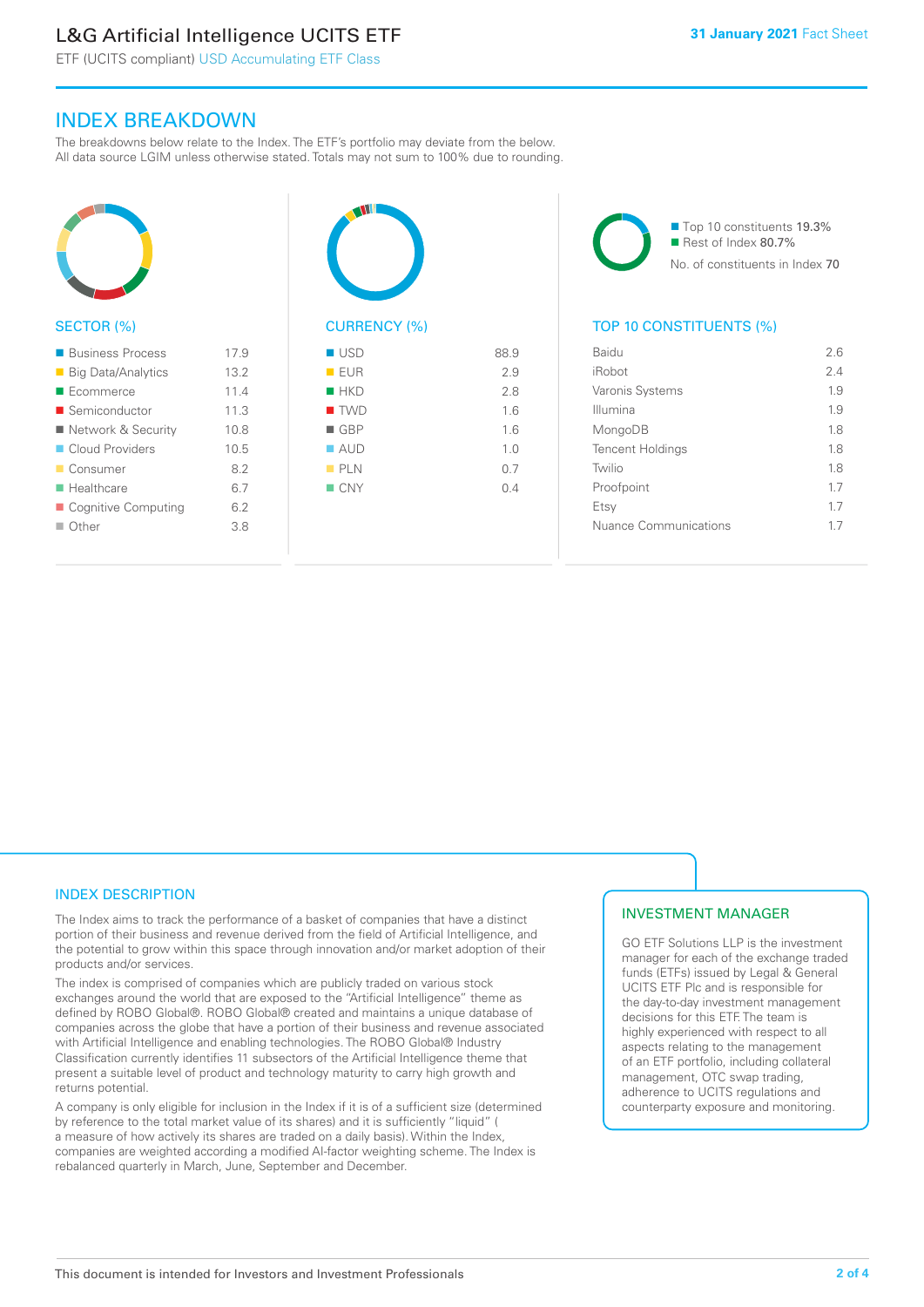## INDEX BREAKDOWN

The breakdowns below relate to the Index. The ETF's portfolio may deviate from the below. All data source LGIM unless otherwise stated. Totals may not sum to 100% due to rounding.

### SECTOR (%)

| Sector | % |
|---|---|
| Business Process | 17.9 |
| Big Data/Analytics | 13.2 |
| Ecommerce | 11.4 |
| Semiconductor | 11.3 |
| Network & Security | 10.8 |
| Cloud Providers | 10.5 |
| Consumer | 8.2 |
| Healthcare | 6.7 |
| Cognitive Computing | 6.2 |
| Other | 3.8 |

### CURRENCY (%)

| Currency | % |
|---|---|
| USD | 88.9 |
| EUR | 2.9 |
| HKD | 2.8 |
| TWD | 1.6 |
| GBP | 1.6 |
| AUD | 1.0 |
| PLN | 0.7 |
| CNY | 0.4 |

Top 10 constituents 19.3%
Rest of Index 80.7%
No. of constituents in Index 70

### TOP 10 CONSTITUENTS (%)

| Constituent | % |
|---|---|
| Baidu | 2.6 |
| iRobot | 2.4 |
| Varonis Systems | 1.9 |
| Illumina | 1.9 |
| MongoDB | 1.8 |
| Tencent Holdings | 1.8 |
| Twilio | 1.8 |
| Proofpoint | 1.7 |
| Etsy | 1.7 |
| Nuance Communications | 1.7 |

## INDEX DESCRIPTION

The Index aims to track the performance of a basket of companies that have a distinct portion of their business and revenue derived from the field of Artificial Intelligence, and the potential to grow within this space through innovation and/or market adoption of their products and/or services.

The index is comprised of companies which are publicly traded on various stock exchanges around the world that are exposed to the "Artificial Intelligence" theme as defined by ROBO Global®. ROBO Global® created and maintains a unique database of companies across the globe that have a portion of their business and revenue associated with Artificial Intelligence and enabling technologies. The ROBO Global® Industry Classification currently identifies 11 subsectors of the Artificial Intelligence theme that present a suitable level of product and technology maturity to carry high growth and returns potential.

A company is only eligible for inclusion in the Index if it is of a sufficient size (determined by reference to the total market value of its shares) and it is sufficiently "liquid" ( a measure of how actively its shares are traded on a daily basis). Within the Index, companies are weighted according a modified AI-factor weighting scheme. The Index is rebalanced quarterly in March, June, September and December.

## INVESTMENT MANAGER

GO ETF Solutions LLP is the investment manager for each of the exchange traded funds (ETFs) issued by Legal & General UCITS ETF Plc and is responsible for the day-to-day investment management decisions for this ETF. The team is highly experienced with respect to all aspects relating to the management of an ETF portfolio, including collateral management, OTC swap trading, adherence to UCITS regulations and counterparty exposure and monitoring.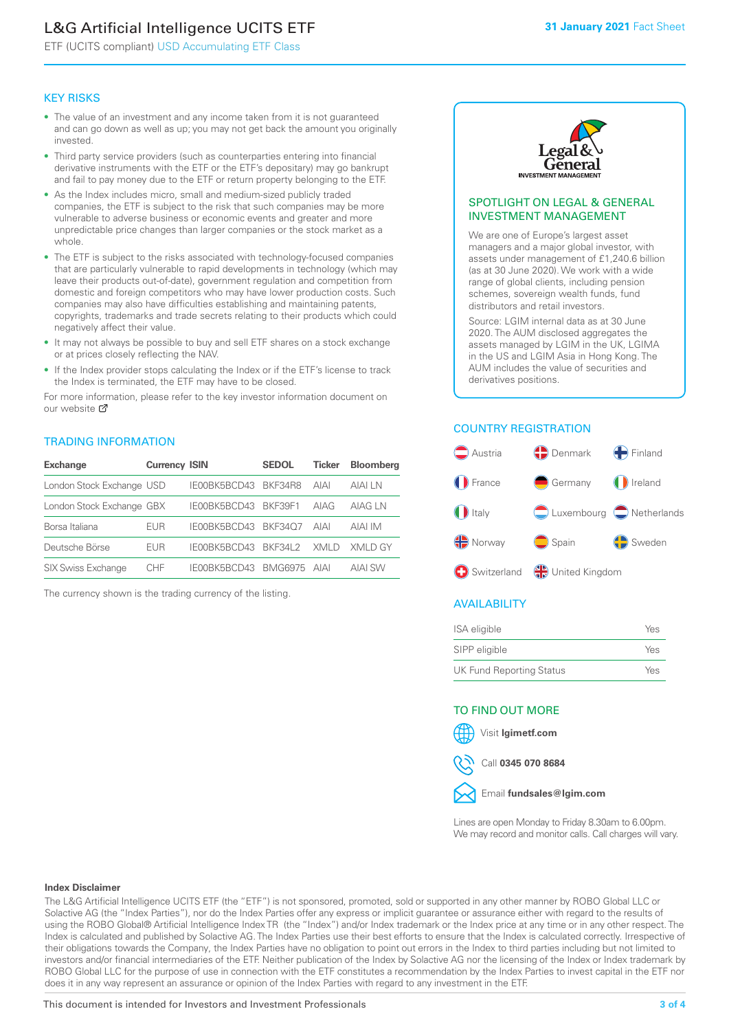# L&G Artificial Intelligence UCITS ETF

ETF (UCITS compliant) USD Accumulating ETF Class

**31 January 2021** Fact Sheet

## KEY RISKS

- The value of an investment and any income taken from it is not guaranteed and can go down as well as up; you may not get back the amount you originally invested.
- Third party service providers (such as counterparties entering into financial derivative instruments with the ETF or the ETF's depositary) may go bankrupt and fail to pay money due to the ETF or return property belonging to the ETF.
- As the Index includes micro, small and medium-sized publicly traded companies, the ETF is subject to the risk that such companies may be more vulnerable to adverse business or economic events and greater and more unpredictable price changes than larger companies or the stock market as a whole.
- The ETF is subject to the risks associated with technology-focused companies that are particularly vulnerable to rapid developments in technology (which may leave their products out-of-date), government regulation and competition from domestic and foreign competitors who may have lower production costs. Such companies may also have difficulties establishing and maintaining patents, copyrights, trademarks and trade secrets relating to their products which could negatively affect their value.
- It may not always be possible to buy and sell ETF shares on a stock exchange or at prices closely reflecting the NAV.
- If the Index provider stops calculating the Index or if the ETF's license to track the Index is terminated, the ETF may have to be closed.

For more information, please refer to the key investor information document on our website

## TRADING INFORMATION

| Exchange | Currency | ISIN | SEDOL | Ticker | Bloomberg |
|---|---|---|---|---|---|
| London Stock Exchange | USD | IE00BK5BCD43 | BKF34R8 | AIAI | AIAI LN |
| London Stock Exchange | GBX | IE00BK5BCD43 | BKF39F1 | AIAG | AIAG LN |
| Borsa Italiana | EUR | IE00BK5BCD43 | BKF34Q7 | AIAI | AIAI IM |
| Deutsche Börse | EUR | IE00BK5BCD43 | BKF34L2 | XMLD | XMLD GY |
| SIX Swiss Exchange | CHF | IE00BK5BCD43 | BMG6975 | AIAI | AIAI SW |

The currency shown is the trading currency of the listing.

## SPOTLIGHT ON LEGAL & GENERAL INVESTMENT MANAGEMENT

We are one of Europe's largest asset managers and a major global investor, with assets under management of £1,240.6 billion (as at 30 June 2020). We work with a wide range of global clients, including pension schemes, sovereign wealth funds, fund distributors and retail investors.

Source: LGIM internal data as at 30 June 2020. The AUM disclosed aggregates the assets managed by LGIM in the UK, LGIMA in the US and LGIM Asia in Hong Kong. The AUM includes the value of securities and derivatives positions.

## COUNTRY REGISTRATION

- Austria
- Denmark
- Finland
- France
- Germany
- Ireland
- Italy
- Luxembourg
- Netherlands
- Norway
- Spain
- Sweden
- Switzerland
- United Kingdom

## AVAILABILITY

| | |
|---|---|
| ISA eligible | Yes |
| SIPP eligible | Yes |
| UK Fund Reporting Status | Yes |

## TO FIND OUT MORE

Visit **lgimetf.com**

Call **0345 070 8684**

Email **fundsales@lgim.com**

Lines are open Monday to Friday 8.30am to 6.00pm. We may record and monitor calls. Call charges will vary.

**Index Disclaimer**

The L&G Artificial Intelligence UCITS ETF (the "ETF") is not sponsored, promoted, sold or supported in any other manner by ROBO Global LLC or Solactive AG (the "Index Parties"), nor do the Index Parties offer any express or implicit guarantee or assurance either with regard to the results of using the ROBO Global® Artificial Intelligence Index TR (the "Index") and/or Index trademark or the Index price at any time or in any other respect. The Index is calculated and published by Solactive AG. The Index Parties use their best efforts to ensure that the Index is calculated correctly. Irrespective of their obligations towards the Company, the Index Parties have no obligation to point out errors in the Index to third parties including but not limited to investors and/or financial intermediaries of the ETF. Neither publication of the Index by Solactive AG nor the licensing of the Index or Index trademark by ROBO Global LLC for the purpose of use in connection with the ETF constitutes a recommendation by the Index Parties to invest capital in the ETF nor does it in any way represent an assurance or opinion of the Index Parties with regard to any investment in the ETF.

This document is intended for Investors and Investment Professionals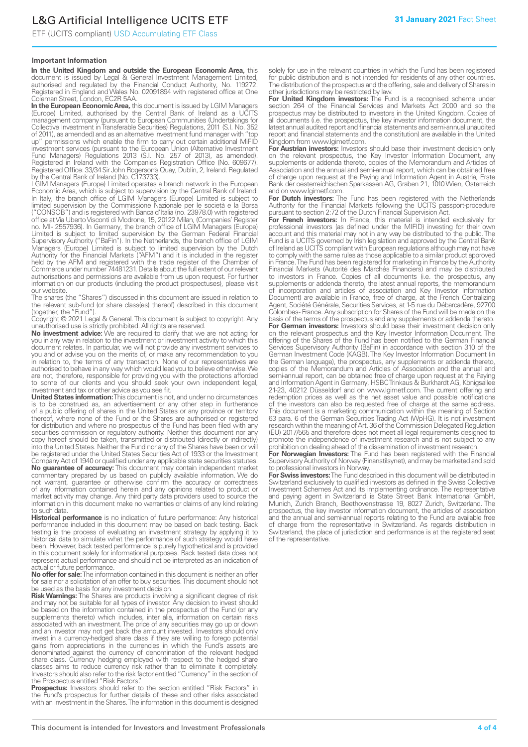### Important Information

**In the United Kingdom and outside the European Economic Area,** this document is issued by Legal & General Investment Management Limited, authorised and regulated by the Financial Conduct Authority, No. 119272. Registered in England and Wales No. 02091894 with registered office at One Coleman Street, London, EC2R 5AA.

**In the European Economic Area,** this document is issued by LGIM Managers (Europe) Limited, authorised by the Central Bank of Ireland as a UCITS management company (pursuant to European Communities (Undertakings for Collective Investment in Transferable Securities) Regulations, 2011 (S.I. No. 352 of 2011), as amended) and as an alternative investment fund manager with "top up" permissions which enable the firm to carry out certain additional MiFID investment services (pursuant to the European Union (Alternative Investment Fund Managers) Regulations 2013 (S.I. No. 257 of 2013), as amended). Registered in Ireland with the Companies Registration Office (No. 609677). Registered Office: 33/34 Sir John Rogerson's Quay, Dublin, 2, Ireland. Regulated by the Central Bank of Ireland (No. C173733).

LGIM Managers (Europe) Limited operates a branch network in the European Economic Area, which is subject to supervision by the Central Bank of Ireland. In Italy, the branch office of LGIM Managers (Europe) Limited is subject to limited supervision by the Commissione Nazionale per le società e la Borsa ("CONSOB") and is registered with Banca d'Italia (no. 23978.0) with registered office at Via Uberto Visconti di Modrone, 15, 20122 Milan, (Companies' Register no. MI - 2557936). In Germany, the branch office of LGIM Managers (Europe) Limited is subject to limited supervision by the German Federal Financial Supervisory Authority ("BaFin"). In the Netherlands, the branch office of LGIM Managers (Europe) Limited is subject to limited supervision by the Dutch Authority for the Financial Markets ("AFM") and it is included in the register held by the AFM and registered with the trade register of the Chamber of Commerce under number 74481231. Details about the full extent of our relevant authorisations and permissions are available from us upon request. For further information on our products (including the product prospectuses), please visit our website.

The shares (the "Shares") discussed in this document are issued in relation to the relevant sub-fund (or share class(es) thereof) described in this document (together, the "Fund").

Copyright © 2021 Legal & General. This document is subject to copyright. Any unauthorised use is strictly prohibited. All rights are reserved.

**No investment advice:** We are required to clarify that we are not acting for you in any way in relation to the investment or investment activity to which this document relates. In particular, we will not provide any investment services to you and or advise you on the merits of, or make any recommendation to you in relation to, the terms of any transaction. None of our representatives are authorised to behave in any way which would lead you to believe otherwise. We are not, therefore, responsible for providing you with the protections afforded to some of our clients and you should seek your own independent legal, investment and tax or other advice as you see fit.

**United States information:** This document is not, and under no circumstances is to be construed as, an advertisement or any other step in furtherance of a public offering of shares in the United States or any province or territory thereof, where none of the Fund or the Shares are authorised or registered for distribution and where no prospectus of the Fund has been filed with any securities commission or regulatory authority. Neither this document nor any copy hereof should be taken, transmitted or distributed (directly or indirectly) into the United States. Neither the Fund nor any of the Shares have been or will be registered under the United States Securities Act of 1933 or the Investment Company Act of 1940 or qualified under any applicable state securities statutes.

**No guarantee of accuracy:** This document may contain independent market commentary prepared by us based on publicly available information. We do not warrant, guarantee or otherwise confirm the accuracy or correctness of any information contained herein and any opinions related to product or market activity may change. Any third party data providers used to source the information in this document make no warranties or claims of any kind relating to such data.

**Historical performance** is no indication of future performance: Any historical performance included in this document may be based on back testing. Back testing is the process of evaluating an investment strategy by applying it to historical data to simulate what the performance of such strategy would have been. However, back tested performance is purely hypothetical and is provided in this document solely for informational purposes. Back tested data does not represent actual performance and should not be interpreted as an indication of actual or future performance.

**No offer for sale:** The information contained in this document is neither an offer for sale nor a solicitation of an offer to buy securities. This document should not be used as the basis for any investment decision.

**Risk Warnings:** The Shares are products involving a significant degree of risk and may not be suitable for all types of investor. Any decision to invest should be based on the information contained in the prospectus of the Fund (or any supplements thereto) which includes, inter alia, information on certain risks associated with an investment. The price of any securities may go up or down and an investor may not get back the amount invested. Investors should only invest in a currency-hedged share class if they are willing to forego potential gains from appreciations in the currencies in which the Fund's assets are denominated against the currency of denomination of the relevant hedged share class. Currency hedging employed with respect to the hedged share classes aims to reduce currency risk rather than to eliminate it completely. Investors should also refer to the risk factor entitled "Currency" in the section of the Prospectus entitled "Risk Factors".

**Prospectus:** Investors should refer to the section entitled "Risk Factors" in the Fund's prospectus for further details of these and other risks associated with an investment in the Shares. The information in this document is designed solely for use in the relevant countries in which the Fund has been registered for public distribution and is not intended for residents of any other countries. The distribution of the prospectus and the offering, sale and delivery of Shares in other jurisdictions may be restricted by law.

**For United Kingdom investors:** The Fund is a recognised scheme under section 264 of the Financial Services and Markets Act 2000 and so the prospectus may be distributed to investors in the United Kingdom. Copies of all documents (i.e. the prospectus, the key investor information document, the latest annual audited report and financial statements and semi-annual unaudited report and financial statements and the constitution) are available in the United Kingdom from www.lgimetf.com.

**For Austrian investors:** Investors should base their investment decision only on the relevant prospectus, the Key Investor Information Document, any supplements or addenda thereto, copies of the Memorandum and Articles of Association and the annual and semi-annual report, which can be obtained free of charge upon request at the Paying and Information Agent in Austria, Erste Bank der oesterreichischen Sparkassen AG, Graben 21, 1010 Wien, Österreich and on www.lgimetf.com.

**For Dutch investors:** The Fund has been registered with the Netherlands Authority for the Financial Markets following the UCITS passport-procedure pursuant to section 2:72 of the Dutch Financial Supervision Act.

**For French investors:** In France, this material is intended exclusively for professional investors (as defined under the MIFID) investing for their own account and this material may not in any way be distributed to the public. The Fund is a UCITS governed by Irish legislation and approved by the Central Bank of Ireland as UCITS compliant with European regulations although may not have to comply with the same rules as those applicable to a similar product approved in France. The Fund has been registered for marketing in France by the Authority Financial Markets (Autorité des Marchés Financiers) and may be distributed to investors in France. Copies of all documents (i.e. the prospectus, any supplements or addenda thereto, the latest annual reports, the memorandum of incorporation and articles of association and Key Investor Information Document) are available in France, free of charge, at the French Centralizing Agent, Société Générale, Securities Services, at 1-5 rue du Débarcadère, 92700 Colombes- France. Any subscription for Shares of the Fund will be made on the basis of the terms of the prospectus and any supplements or addenda thereto.

**For German investors:** Investors should base their investment decision only on the relevant prospectus and the Key Investor Information Document. The offering of the Shares of the Fund has been notified to the German Financial Services Supervisory Authority (BaFin) in accordance with section 310 of the German Investment Code (KAGB). The Key Investor Information Document (in the German language), the prospectus, any supplements or addenda thereto, copies of the Memorandum and Articles of Association and the annual and semi-annual report, can be obtained free of charge upon request at the Paying and Information Agent in Germany, HSBC Trinkaus & Burkhardt AG, Königsallee 21-23, 40212 Düsseldorf and on www.lgimetf.com. The current offering and redemption prices as well as the net asset value and possible notifications of the investors can also be requested free of charge at the same address. This document is a marketing communication within the meaning of Section 63 para. 6 of the German Securities Trading Act (WpHG). It is not investment research within the meaning of Art. 36 of the Commission Delegated Regulation (EU) 2017/565 and therefore does not meet all legal requirements designed to promote the independence of investment research and is not subject to any prohibition on dealing ahead of the dissemination of investment research.

**For Norwegian Investors:** The Fund has been registered with the Financial Supervisory Authority of Norway (Finanstilsynet), and may be marketed and sold to professional investors in Norway.

**For Swiss investors:** The Fund described in this document will be distributed in Switzerland exclusively to qualified investors as defined in the Swiss Collective Investment Schemes Act and its implementing ordinance. The representative and paying agent in Switzerland is State Street Bank International GmbH, Munich, Zurich Branch, Beethovenstrasse 19, 8027 Zurich, Switzerland. The prospectus, the key investor information document, the articles of association and the annual and semi-annual reports relating to the Fund are available free of charge from the representative in Switzerland. As regards distribution in Switzerland, the place of jurisdiction and performance is at the registered seat of the representative.